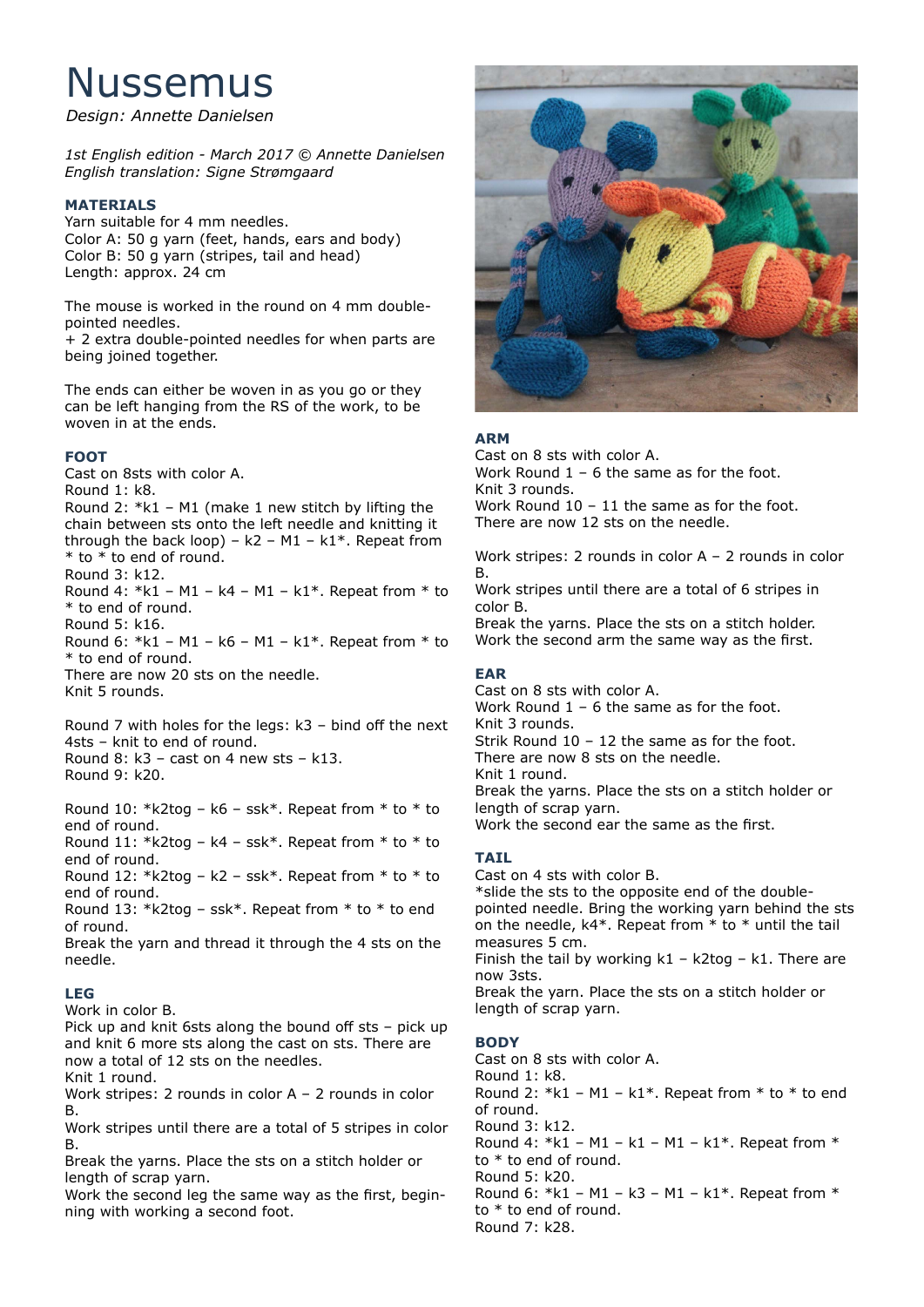# Nussemus

*Design: Annette Danielsen*

*1st English edition - March 2017 © Annette Danielsen*
*English translation: Signe Strømgaard*

## MATERIALS

Yarn suitable for 4 mm needles.
Color A: 50 g yarn (feet, hands, ears and body)
Color B: 50 g yarn (stripes, tail and head)
Length: approx. 24 cm

The mouse is worked in the round on 4 mm double-pointed needles.
+ 2 extra double-pointed needles for when parts are being joined together.

The ends can either be woven in as you go or they can be left hanging from the RS of the work, to be woven in at the ends.

## FOOT

Cast on 8sts with color A.
Round 1: k8.
Round 2: *k1 – M1 (make 1 new stitch by lifting the chain between sts onto the left needle and knitting it through the back loop) – k2 – M1 – k1*. Repeat from * to * to end of round.
Round 3: k12.
Round 4: *k1 – M1 – k4 – M1 – k1*. Repeat from * to * to end of round.
Round 5: k16.
Round 6: *k1 – M1 – k6 – M1 – k1*. Repeat from * to * to end of round.
There are now 20 sts on the needle.
Knit 5 rounds.

Round 7 with holes for the legs: k3 – bind off the next 4sts – knit to end of round.
Round 8: k3 – cast on 4 new sts – k13.
Round 9: k20.

Round 10: *k2tog – k6 – ssk*. Repeat from * to * to end of round.
Round 11: *k2tog – k4 – ssk*. Repeat from * to * to end of round.
Round 12: *k2tog – k2 – ssk*. Repeat from * to * to end of round.
Round 13: *k2tog – ssk*. Repeat from * to * to end of round.
Break the yarn and thread it through the 4 sts on the needle.

## LEG

Work in color B.
Pick up and knit 6sts along the bound off sts – pick up and knit 6 more sts along the cast on sts. There are now a total of 12 sts on the needles.
Knit 1 round.
Work stripes: 2 rounds in color A – 2 rounds in color B.
Work stripes until there are a total of 5 stripes in color B.
Break the yarns. Place the sts on a stitch holder or length of scrap yarn.
Work the second leg the same way as the first, beginning with working a second foot.

## ARM

Cast on 8 sts with color A.
Work Round 1 – 6 the same as for the foot.
Knit 3 rounds.
Work Round 10 – 11 the same as for the foot.
There are now 12 sts on the needle.

Work stripes: 2 rounds in color A – 2 rounds in color B.
Work stripes until there are a total of 6 stripes in color B.
Break the yarns. Place the sts on a stitch holder.
Work the second arm the same way as the first.

## EAR

Cast on 8 sts with color A.
Work Round 1 – 6 the same as for the foot.
Knit 3 rounds.
Strik Round 10 – 12 the same as for the foot.
There are now 8 sts on the needle.
Knit 1 round.
Break the yarns. Place the sts on a stitch holder or length of scrap yarn.
Work the second ear the same as the first.

## TAIL

Cast on 4 sts with color B.
*slide the sts to the opposite end of the double-pointed needle. Bring the working yarn behind the sts on the needle, k4*. Repeat from * to * until the tail measures 5 cm.
Finish the tail by working k1 – k2tog – k1. There are now 3sts.
Break the yarn. Place the sts on a stitch holder or length of scrap yarn.

## BODY

Cast on 8 sts with color A.
Round 1: k8.
Round 2: *k1 – M1 – k1*. Repeat from * to * to end of round.
Round 3: k12.
Round 4: *k1 – M1 – k1 – M1 – k1*. Repeat from * to * to end of round.
Round 5: k20.
Round 6: *k1 – M1 – k3 – M1 – k1*. Repeat from * to * to end of round.
Round 7: k28.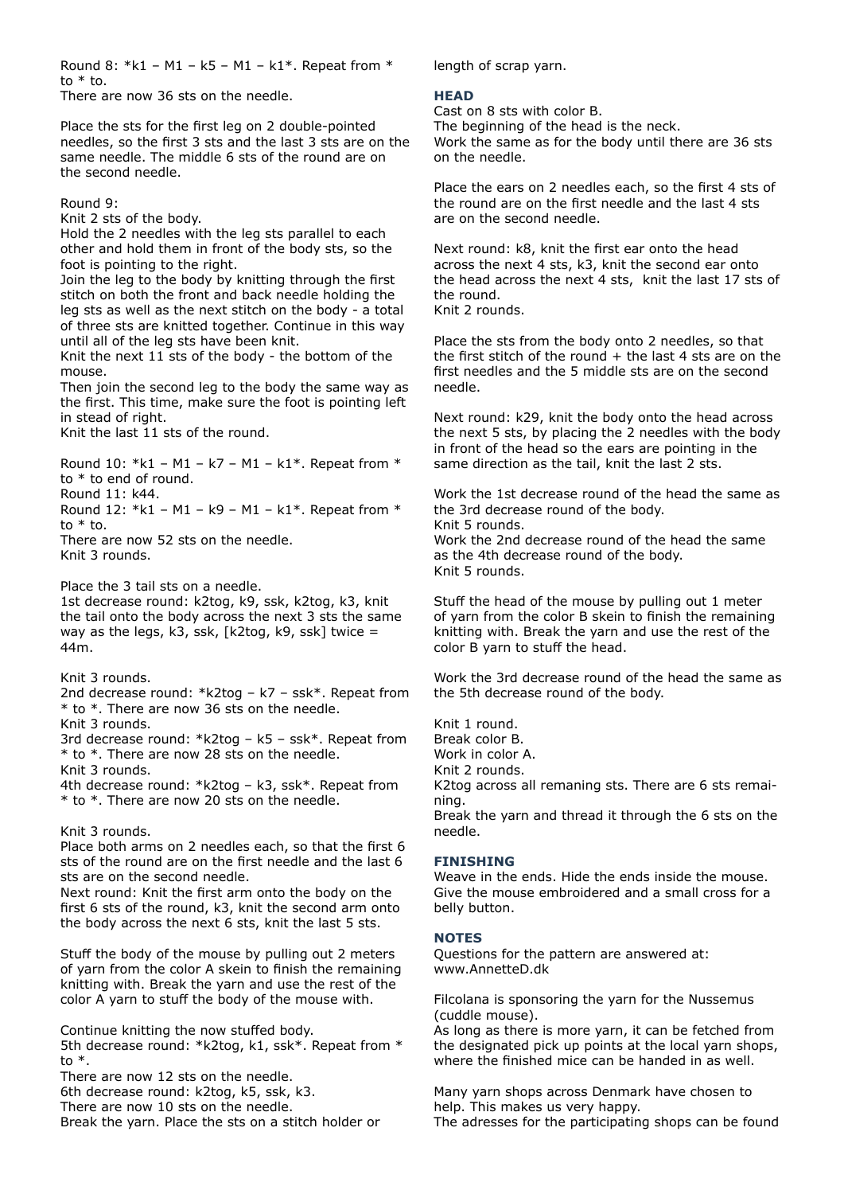Round 8: *k1 – M1 – k5 – M1 – k1*. Repeat from * to * to.
There are now 36 sts on the needle.

Place the sts for the first leg on 2 double-pointed needles, so the first 3 sts and the last 3 sts are on the same needle. The middle 6 sts of the round are on the second needle.

Round 9:
Knit 2 sts of the body.
Hold the 2 needles with the leg sts parallel to each other and hold them in front of the body sts, so the foot is pointing to the right.
Join the leg to the body by knitting through the first stitch on both the front and back needle holding the leg sts as well as the next stitch on the body - a total of three sts are knitted together. Continue in this way until all of the leg sts have been knit.
Knit the next 11 sts of the body - the bottom of the mouse.
Then join the second leg to the body the same way as the first. This time, make sure the foot is pointing left in stead of right.
Knit the last 11 sts of the round.

Round 10: *k1 – M1 – k7 – M1 – k1*. Repeat from * to * to end of round.
Round 11: k44.
Round 12: *k1 – M1 – k9 – M1 – k1*. Repeat from * to * to.
There are now 52 sts on the needle.
Knit 3 rounds.

Place the 3 tail sts on a needle.
1st decrease round: k2tog, k9, ssk, k2tog, k3, knit the tail onto the body across the next 3 sts the same way as the legs, k3, ssk, [k2tog, k9, ssk] twice = 44m.

Knit 3 rounds.
2nd decrease round: *k2tog – k7 – ssk*. Repeat from * to *. There are now 36 sts on the needle.
Knit 3 rounds.
3rd decrease round: *k2tog – k5 – ssk*. Repeat from * to *. There are now 28 sts on the needle.
Knit 3 rounds.
4th decrease round: *k2tog – k3, ssk*. Repeat from * to *. There are now 20 sts on the needle.

Knit 3 rounds.
Place both arms on 2 needles each, so that the first 6 sts of the round are on the first needle and the last 6 sts are on the second needle.
Next round: Knit the first arm onto the body on the first 6 sts of the round, k3, knit the second arm onto the body across the next 6 sts, knit the last 5 sts.

Stuff the body of the mouse by pulling out 2 meters of yarn from the color A skein to finish the remaining knitting with. Break the yarn and use the rest of the color A yarn to stuff the body of the mouse with.

Continue knitting the now stuffed body.
5th decrease round: *k2tog, k1, ssk*. Repeat from * to *.
There are now 12 sts on the needle.
6th decrease round: k2tog, k5, ssk, k3.
There are now 10 sts on the needle.
Break the yarn. Place the sts on a stitch holder or length of scrap yarn.

### HEAD

Cast on 8 sts with color B.
The beginning of the head is the neck.
Work the same as for the body until there are 36 sts on the needle.

Place the ears on 2 needles each, so the first 4 sts of the round are on the first needle and the last 4 sts are on the second needle.

Next round: k8, knit the first ear onto the head across the next 4 sts, k3, knit the second ear onto the head across the next 4 sts, knit the last 17 sts of the round.
Knit 2 rounds.

Place the sts from the body onto 2 needles, so that the first stitch of the round + the last 4 sts are on the first needles and the 5 middle sts are on the second needle.

Next round: k29, knit the body onto the head across the next 5 sts, by placing the 2 needles with the body in front of the head so the ears are pointing in the same direction as the tail, knit the last 2 sts.

Work the 1st decrease round of the head the same as the 3rd decrease round of the body.
Knit 5 rounds.
Work the 2nd decrease round of the head the same as the 4th decrease round of the body.
Knit 5 rounds.

Stuff the head of the mouse by pulling out 1 meter of yarn from the color B skein to finish the remaining knitting with. Break the yarn and use the rest of the color B yarn to stuff the head.

Work the 3rd decrease round of the head the same as the 5th decrease round of the body.

Knit 1 round.
Break color B.
Work in color A.
Knit 2 rounds.
K2tog across all remaning sts. There are 6 sts remaining.
Break the yarn and thread it through the 6 sts on the needle.

### FINISHING

Weave in the ends. Hide the ends inside the mouse. Give the mouse embroidered and a small cross for a belly button.

### NOTES

Questions for the pattern are answered at: www.AnnetteD.dk

Filcolana is sponsoring the yarn for the Nussemus (cuddle mouse).
As long as there is more yarn, it can be fetched from the designated pick up points at the local yarn shops, where the finished mice can be handed in as well.

Many yarn shops across Denmark have chosen to help. This makes us very happy.
The adresses for the participating shops can be found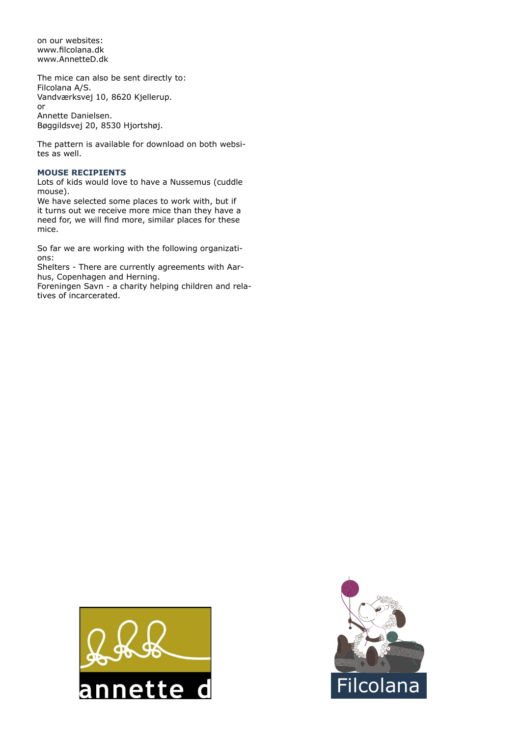on our websites:
www.filcolana.dk
www.AnnetteD.dk

The mice can also be sent directly to:
Filcolana A/S.
Vandværksvej 10, 8620 Kjellerup.
or
Annette Danielsen.
Bøggildsvej 20, 8530 Hjortshøj.

The pattern is available for download on both websites as well.

**MOUSE RECIPIENTS**

Lots of kids would love to have a Nussemus (cuddle mouse).
We have selected some places to work with, but if it turns out we receive more mice than they have a need for, we will find more, similar places for these mice.

So far we are working with the following organizations:
Shelters - There are currently agreements with Aarhus, Copenhagen and Herning.
Foreningen Savn - a charity helping children and relatives of incarcerated.

annette d

Filcolana